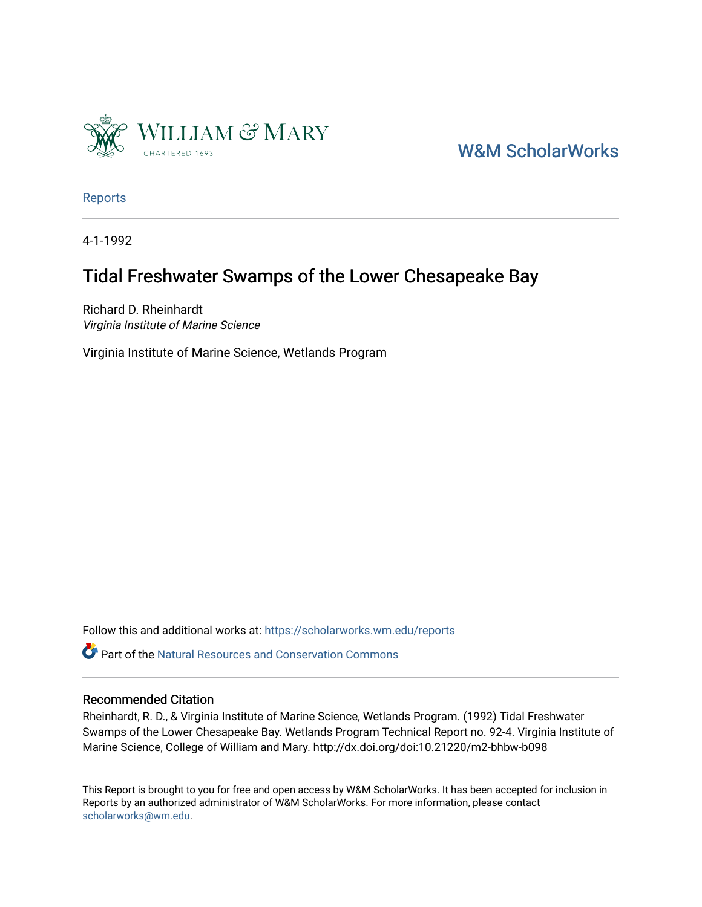William & Mary

CHARTERED 1693

W&M ScholarWorks

Reports

4-1-1992

# Tidal Freshwater Swamps of the Lower Chesapeake Bay

Richard D. Rheinhardt
*Virginia Institute of Marine Science*

Virginia Institute of Marine Science, Wetlands Program

Follow this and additional works at: https://scholarworks.wm.edu/reports

Part of the Natural Resources and Conservation Commons

## Recommended Citation

Rheinhardt, R. D., & Virginia Institute of Marine Science, Wetlands Program. (1992) Tidal Freshwater Swamps of the Lower Chesapeake Bay. Wetlands Program Technical Report no. 92-4. Virginia Institute of Marine Science, College of William and Mary. http://dx.doi.org/doi:10.21220/m2-bhbw-b098

This Report is brought to you for free and open access by W&M ScholarWorks. It has been accepted for inclusion in Reports by an authorized administrator of W&M ScholarWorks. For more information, please contact scholarworks@wm.edu.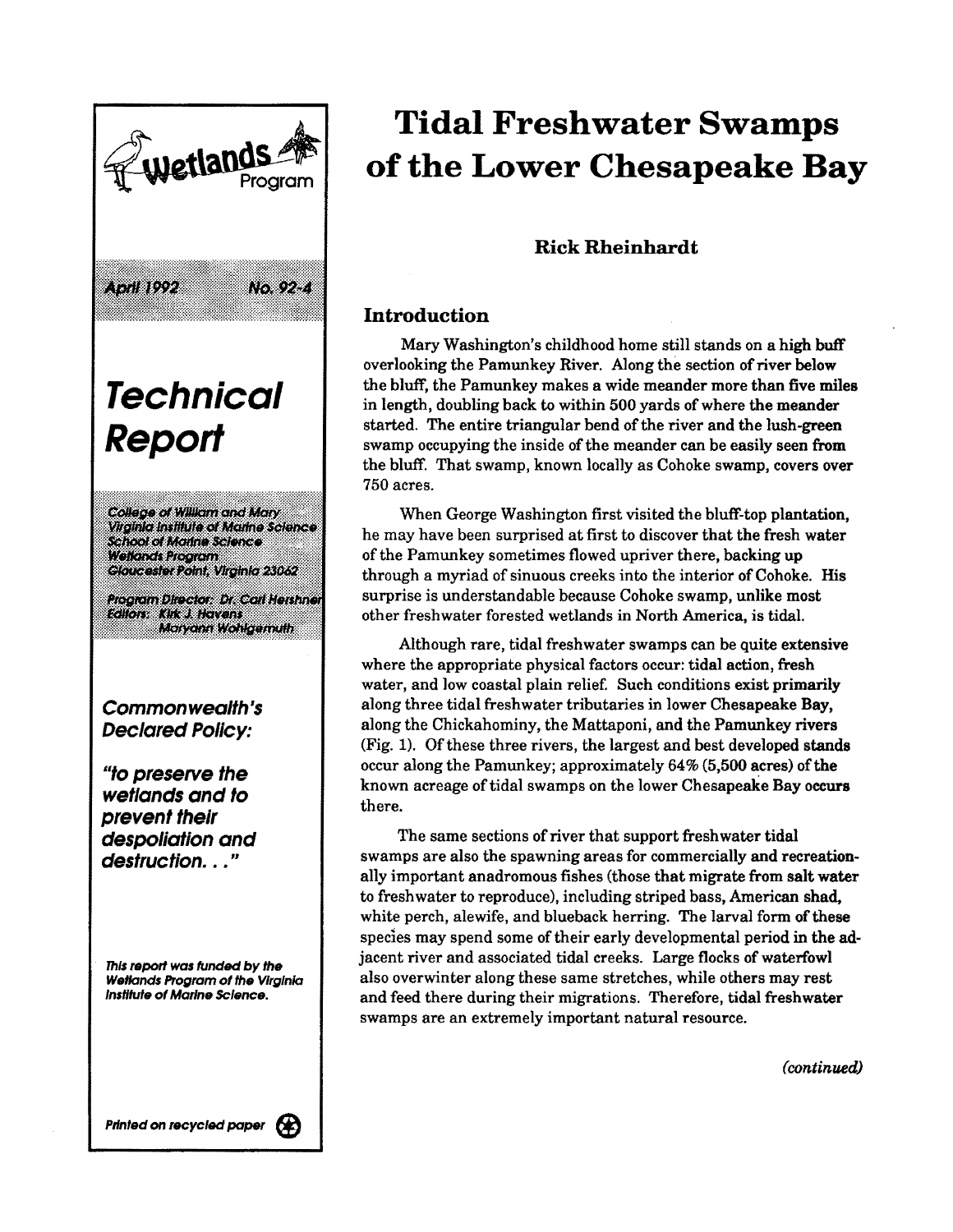Wetlands Program

April 1992 No. 92-4

# *Technical Report*

College of William and Mary
Virginia Institute of Marine Science
School of Marine Science
Wetlands Program
Gloucester Point, Virginia 23062

Program Director: Dr. Carl Hershner
Editors: Kirk J. Havens
Maryann Wohlgemuth

***Commonwealth's Declared Policy:***

***"to preserve the wetlands and to prevent their despoliation and destruction. . ."***

*This report was funded by the Wetlands Program of the Virginia Institute of Marine Science.*

*Printed on recycled paper*

# Tidal Freshwater Swamps of the Lower Chesapeake Bay

**Rick Rheinhardt**

## Introduction

Mary Washington's childhood home still stands on a high buff overlooking the Pamunkey River. Along the section of river below the bluff, the Pamunkey makes a wide meander more than five miles in length, doubling back to within 500 yards of where the meander started. The entire triangular bend of the river and the lush-green swamp occupying the inside of the meander can be easily seen from the bluff. That swamp, known locally as Cohoke swamp, covers over 750 acres.

When George Washington first visited the bluff-top plantation, he may have been surprised at first to discover that the fresh water of the Pamunkey sometimes flowed upriver there, backing up through a myriad of sinuous creeks into the interior of Cohoke. His surprise is understandable because Cohoke swamp, unlike most other freshwater forested wetlands in North America, is tidal.

Although rare, tidal freshwater swamps can be quite extensive where the appropriate physical factors occur: tidal action, fresh water, and low coastal plain relief. Such conditions exist primarily along three tidal freshwater tributaries in lower Chesapeake Bay, along the Chickahominy, the Mattaponi, and the Pamunkey rivers (Fig. 1). Of these three rivers, the largest and best developed stands occur along the Pamunkey; approximately 64% (5,500 acres) of the known acreage of tidal swamps on the lower Chesapeake Bay occurs there.

The same sections of river that support freshwater tidal swamps are also the spawning areas for commercially and recreationally important anadromous fishes (those that migrate from salt water to freshwater to reproduce), including striped bass, American shad, white perch, alewife, and blueback herring. The larval form of these species may spend some of their early developmental period in the adjacent river and associated tidal creeks. Large flocks of waterfowl also overwinter along these same stretches, while others may rest and feed there during their migrations. Therefore, tidal freshwater swamps are an extremely important natural resource.

*(continued)*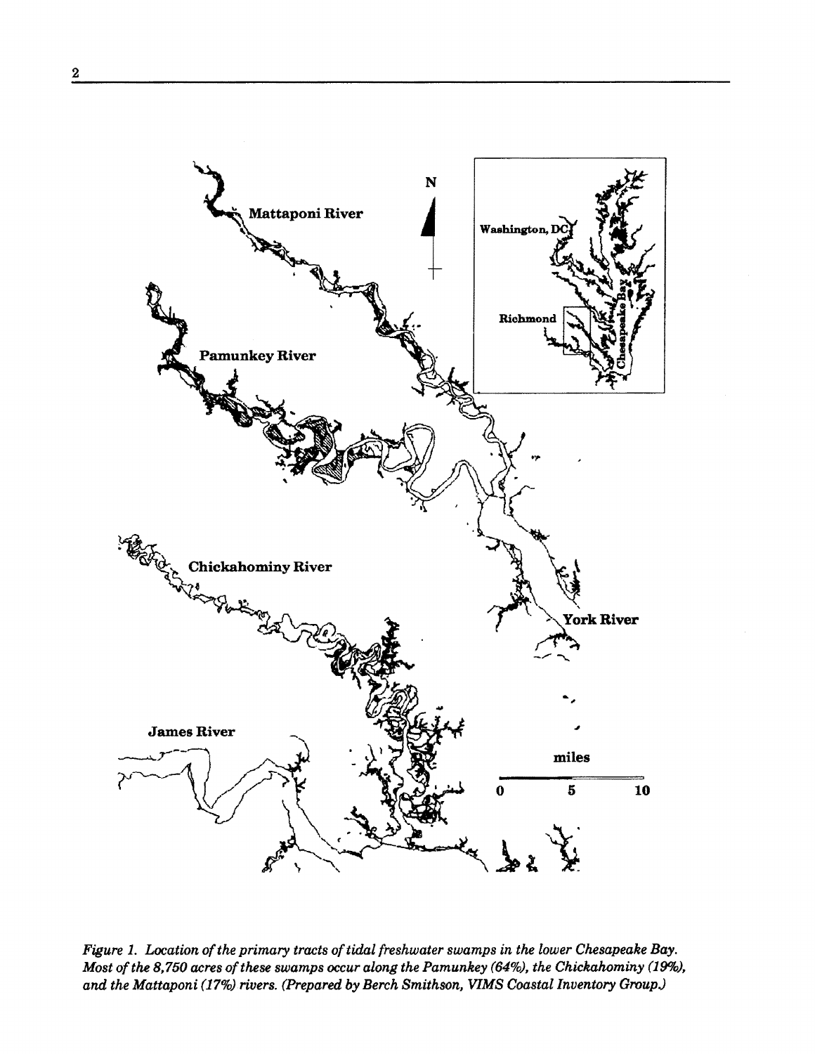*Figure 1. Location of the primary tracts of tidal freshwater swamps in the lower Chesapeake Bay. Most of the 8,750 acres of these swamps occur along the Pamunkey (64%), the Chickahominy (19%), and the Mattaponi (17%) rivers. (Prepared by Berch Smithson, VIMS Coastal Inventory Group.)*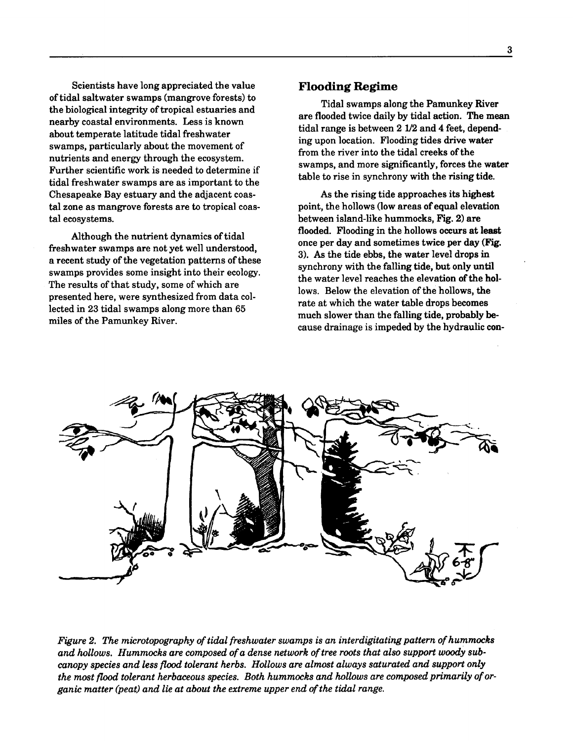Scientists have long appreciated the value of tidal saltwater swamps (mangrove forests) to the biological integrity of tropical estuaries and nearby coastal environments. Less is known about temperate latitude tidal freshwater swamps, particularly about the movement of nutrients and energy through the ecosystem. Further scientific work is needed to determine if tidal freshwater swamps are as important to the Chesapeake Bay estuary and the adjacent coastal zone as mangrove forests are to tropical coastal ecosystems.

Although the nutrient dynamics of tidal freshwater swamps are not yet well understood, a recent study of the vegetation patterns of these swamps provides some insight into their ecology. The results of that study, some of which are presented here, were synthesized from data collected in 23 tidal swamps along more than 65 miles of the Pamunkey River.

## Flooding Regime

Tidal swamps along the Pamunkey River are flooded twice daily by tidal action. The mean tidal range is between 2 1/2 and 4 feet, depending upon location. Flooding tides drive water from the river into the tidal creeks of the swamps, and more significantly, forces the water table to rise in synchrony with the rising tide.

As the rising tide approaches its highest point, the hollows (low areas of equal elevation between island-like hummocks, Fig. 2) are flooded. Flooding in the hollows occurs at least once per day and sometimes twice per day (Fig. 3). As the tide ebbs, the water level drops in synchrony with the falling tide, but only until the water level reaches the elevation of the hollows. Below the elevation of the hollows, the rate at which the water table drops becomes much slower than the falling tide, probably because drainage is impeded by the hydraulic con-

*Figure 2. The microtopography of tidal freshwater swamps is an interdigitating pattern of hummocks and hollows. Hummocks are composed of a dense network of tree roots that also support woody subcanopy species and less flood tolerant herbs. Hollows are almost always saturated and support only the most flood tolerant herbaceous species. Both hummocks and hollows are composed primarily of organic matter (peat) and lie at about the extreme upper end of the tidal range.*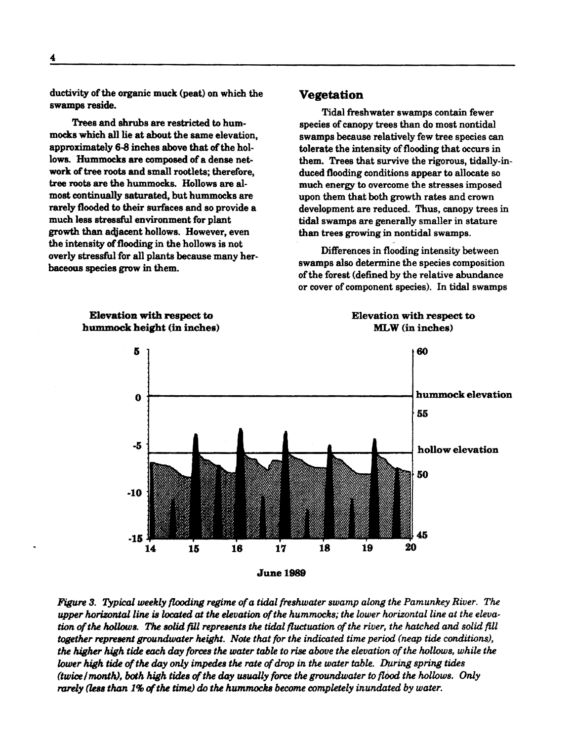ductivity of the organic muck (peat) on which the swamps reside.

Trees and shrubs are restricted to hummocks which all lie at about the same elevation, approximately 6-8 inches above that of the hollows. Hummocks are composed of a dense network of tree roots and small rootlets; therefore, tree roots are the hummocks. Hollows are almost continually saturated, but hummocks are rarely flooded to their surfaces and so provide a much less stressful environment for plant growth than adjacent hollows. However, even the intensity of flooding in the hollows is not overly stressful for all plants because many herbaceous species grow in them.

## Vegetation

Tidal freshwater swamps contain fewer species of canopy trees than do most nontidal swamps because relatively few tree species can tolerate the intensity of flooding that occurs in them. Trees that survive the rigorous, tidally-induced flooding conditions appear to allocate so much energy to overcome the stresses imposed upon them that both growth rates and crown development are reduced. Thus, canopy trees in tidal swamps are generally smaller in stature than trees growing in nontidal swamps.

Differences in flooding intensity between swamps also determine the species composition of the forest (defined by the relative abundance or cover of component species). In tidal swamps

*Figure 3. Typical weekly flooding regime of a tidal freshwater swamp along the Pamunkey River. The upper horizontal line is located at the elevation of the hummocks; the lower horizontal line at the elevation of the hollows. The solid fill represents the tidal fluctuation of the river, the hatched and solid fill together represent groundwater height. Note that for the indicated time period (neap tide conditions), the higher high tide each day forces the water table to rise above the elevation of the hollows, while the lower high tide of the day only impedes the rate of drop in the water table. During spring tides (twice / month), both high tides of the day usually force the groundwater to flood the hollows. Only rarely (less than 1% of the time) do the hummocks become completely inundated by water.*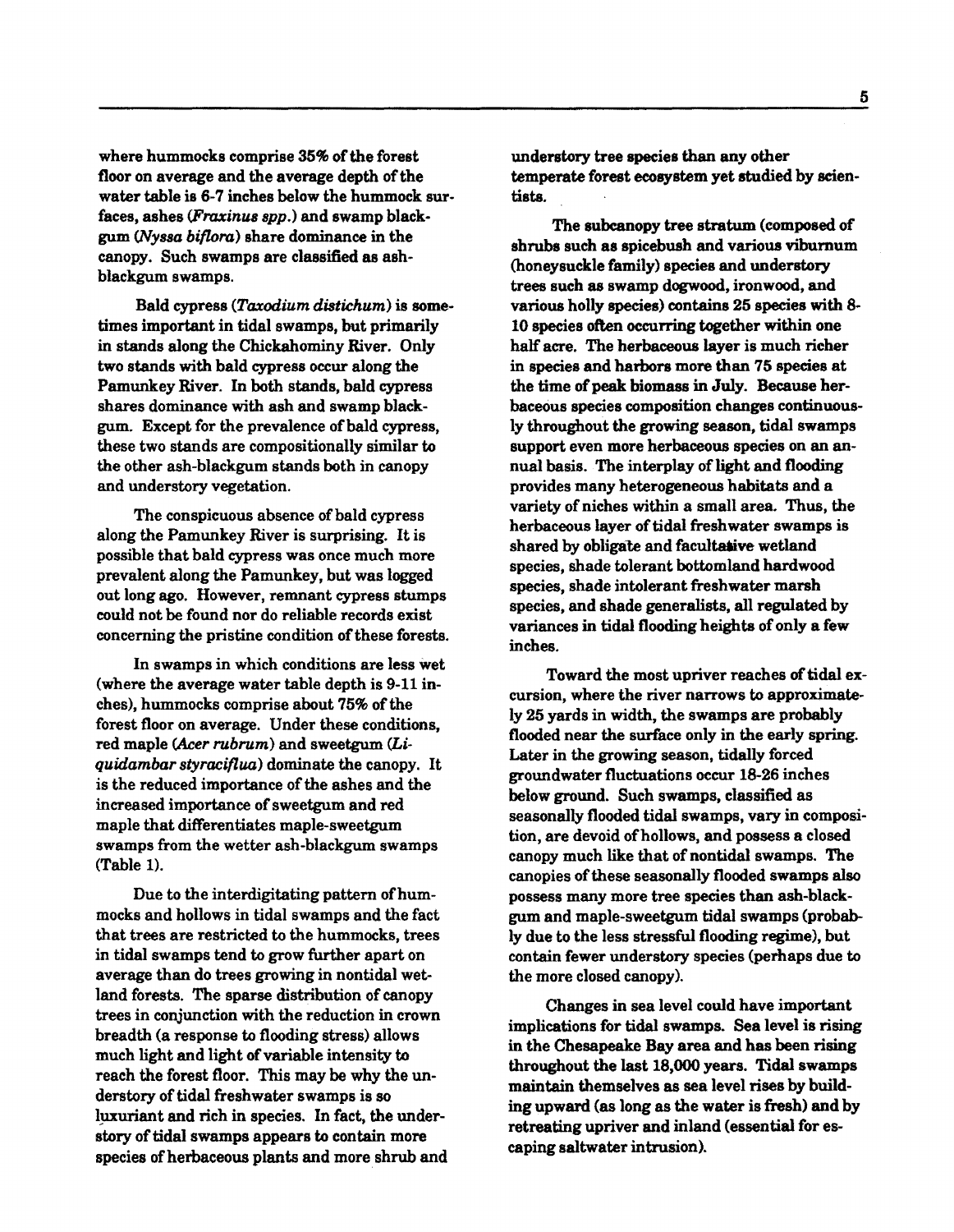where hummocks comprise 35% of the forest floor on average and the average depth of the water table is 6-7 inches below the hummock surfaces, ashes (*Fraxinus spp.*) and swamp blackgum (*Nyssa biflora*) share dominance in the canopy. Such swamps are classified as ash-blackgum swamps.

Bald cypress (*Taxodium distichum*) is sometimes important in tidal swamps, but primarily in stands along the Chickahominy River. Only two stands with bald cypress occur along the Pamunkey River. In both stands, bald cypress shares dominance with ash and swamp blackgum. Except for the prevalence of bald cypress, these two stands are compositionally similar to the other ash-blackgum stands both in canopy and understory vegetation.

The conspicuous absence of bald cypress along the Pamunkey River is surprising. It is possible that bald cypress was once much more prevalent along the Pamunkey, but was logged out long ago. However, remnant cypress stumps could not be found nor do reliable records exist concerning the pristine condition of these forests.

In swamps in which conditions are less wet (where the average water table depth is 9-11 inches), hummocks comprise about 75% of the forest floor on average. Under these conditions, red maple (*Acer rubrum*) and sweetgum (*Liquidambar styraciflua*) dominate the canopy. It is the reduced importance of the ashes and the increased importance of sweetgum and red maple that differentiates maple-sweetgum swamps from the wetter ash-blackgum swamps (Table 1).

Due to the interdigitating pattern of hummocks and hollows in tidal swamps and the fact that trees are restricted to the hummocks, trees in tidal swamps tend to grow further apart on average than do trees growing in nontidal wetland forests. The sparse distribution of canopy trees in conjunction with the reduction in crown breadth (a response to flooding stress) allows much light and light of variable intensity to reach the forest floor. This may be why the understory of tidal freshwater swamps is so luxuriant and rich in species. In fact, the understory of tidal swamps appears to contain more species of herbaceous plants and more shrub and understory tree species than any other temperate forest ecosystem yet studied by scientists.

The subcanopy tree stratum (composed of shrubs such as spicebush and various viburnum (honeysuckle family) species and understory trees such as swamp dogwood, ironwood, and various holly species) contains 25 species with 8-10 species often occurring together within one half acre. The herbaceous layer is much richer in species and harbors more than 75 species at the time of peak biomass in July. Because herbaceous species composition changes continuously throughout the growing season, tidal swamps support even more herbaceous species on an annual basis. The interplay of light and flooding provides many heterogeneous habitats and a variety of niches within a small area. Thus, the herbaceous layer of tidal freshwater swamps is shared by obligate and facultative wetland species, shade tolerant bottomland hardwood species, shade intolerant freshwater marsh species, and shade generalists, all regulated by variances in tidal flooding heights of only a few inches.

Toward the most upriver reaches of tidal excursion, where the river narrows to approximately 25 yards in width, the swamps are probably flooded near the surface only in the early spring. Later in the growing season, tidally forced groundwater fluctuations occur 18-26 inches below ground. Such swamps, classified as seasonally flooded tidal swamps, vary in composition, are devoid of hollows, and possess a closed canopy much like that of nontidal swamps. The canopies of these seasonally flooded swamps also possess many more tree species than ash-blackgum and maple-sweetgum tidal swamps (probably due to the less stressful flooding regime), but contain fewer understory species (perhaps due to the more closed canopy).

Changes in sea level could have important implications for tidal swamps. Sea level is rising in the Chesapeake Bay area and has been rising throughout the last 18,000 years. Tidal swamps maintain themselves as sea level rises by building upward (as long as the water is fresh) and by retreating upriver and inland (essential for escaping saltwater intrusion).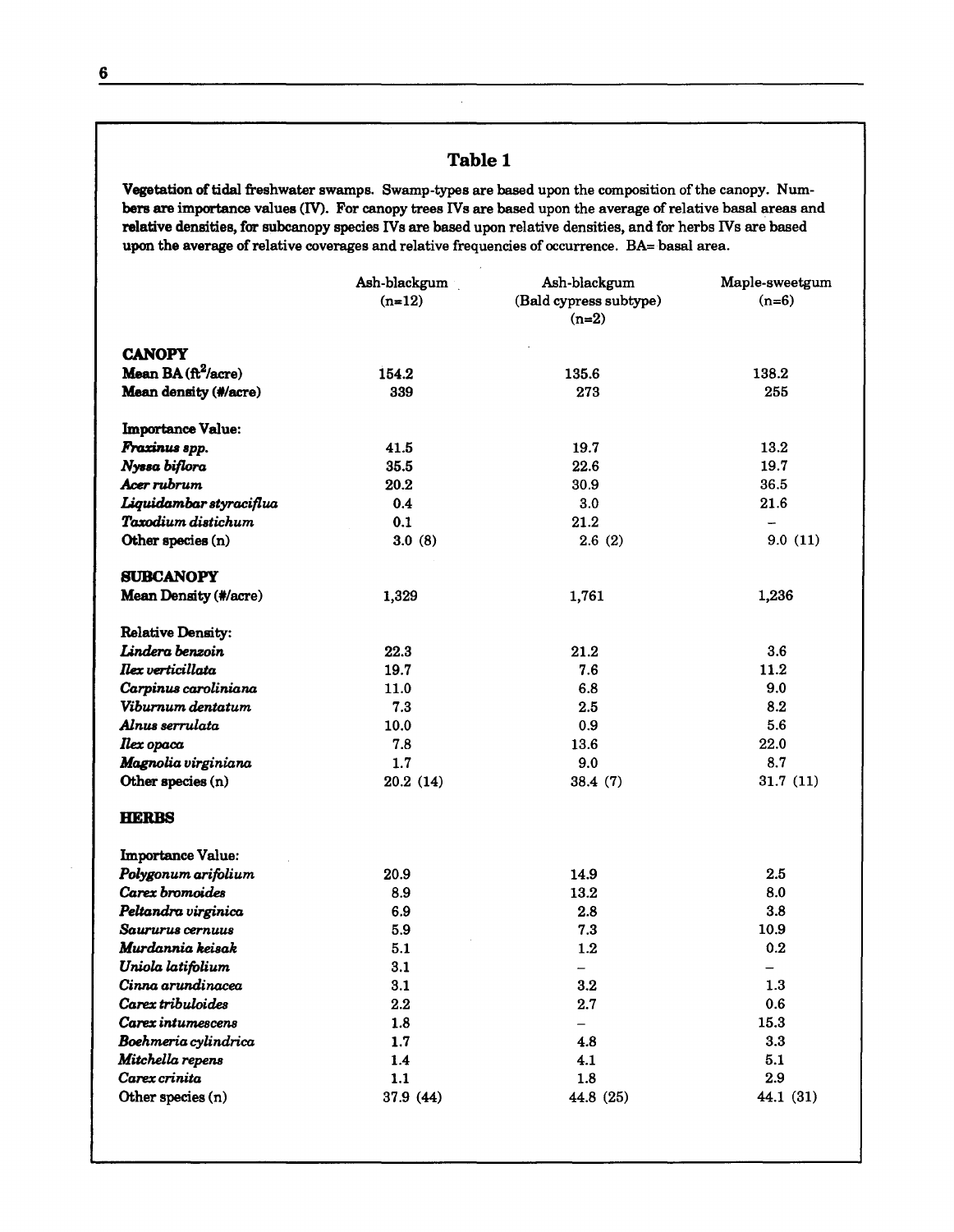## Table 1

**Vegetation of tidal freshwater swamps. Swamp-types are based upon the composition of the canopy. Numbers are importance values (IV). For canopy trees IVs are based upon the average of relative basal areas and relative densities, for subcanopy species IVs are based upon relative densities, and for herbs IVs are based upon the average of relative coverages and relative frequencies of occurrence. BA= basal area.**

| | Ash-blackgum (n=12) | Ash-blackgum (Bald cypress subtype) (n=2) | Maple-sweetgum (n=6) |
|---|---|---|---|
| **CANOPY** | | | |
| **Mean BA (ft$^2$/acre)** | 154.2 | 135.6 | 138.2 |
| **Mean density (#/acre)** | 339 | 273 | 255 |
| **Importance Value:** | | | |
| ***Fraxinus spp.*** | 41.5 | 19.7 | 13.2 |
| ***Nyssa biflora*** | 35.5 | 22.6 | 19.7 |
| ***Acer rubrum*** | 20.2 | 30.9 | 36.5 |
| ***Liquidambar styraciflua*** | 0.4 | 3.0 | 21.6 |
| ***Taxodium distichum*** | 0.1 | 21.2 | – |
| **Other species (n)** | 3.0 (8) | 2.6 (2) | 9.0 (11) |
| **SUBCANOPY** | | | |
| **Mean Density (#/acre)** | 1,329 | 1,761 | 1,236 |
| **Relative Density:** | | | |
| ***Lindera benzoin*** | 22.3 | 21.2 | 3.6 |
| ***Ilex verticillata*** | 19.7 | 7.6 | 11.2 |
| ***Carpinus caroliniana*** | 11.0 | 6.8 | 9.0 |
| ***Viburnum dentatum*** | 7.3 | 2.5 | 8.2 |
| ***Alnus serrulata*** | 10.0 | 0.9 | 5.6 |
| ***Ilex opaca*** | 7.8 | 13.6 | 22.0 |
| ***Magnolia virginiana*** | 1.7 | 9.0 | 8.7 |
| **Other species (n)** | 20.2 (14) | 38.4 (7) | 31.7 (11) |
| **HERBS** | | | |
| **Importance Value:** | | | |
| ***Polygonum arifolium*** | 20.9 | 14.9 | 2.5 |
| ***Carex bromoides*** | 8.9 | 13.2 | 8.0 |
| ***Peltandra virginica*** | 6.9 | 2.8 | 3.8 |
| ***Saururus cernuus*** | 5.9 | 7.3 | 10.9 |
| ***Murdannia keisak*** | 5.1 | 1.2 | 0.2 |
| ***Uniola latifolium*** | 3.1 | – | – |
| ***Cinna arundinacea*** | 3.1 | 3.2 | 1.3 |
| ***Carex tribuloides*** | 2.2 | 2.7 | 0.6 |
| ***Carex intumescens*** | 1.8 | – | 15.3 |
| ***Boehmeria cylindrica*** | 1.7 | 4.8 | 3.3 |
| ***Mitchella repens*** | 1.4 | 4.1 | 5.1 |
| ***Carex crinita*** | 1.1 | 1.8 | 2.9 |
| **Other species (n)** | 37.9 (44) | 44.8 (25) | 44.1 (31) |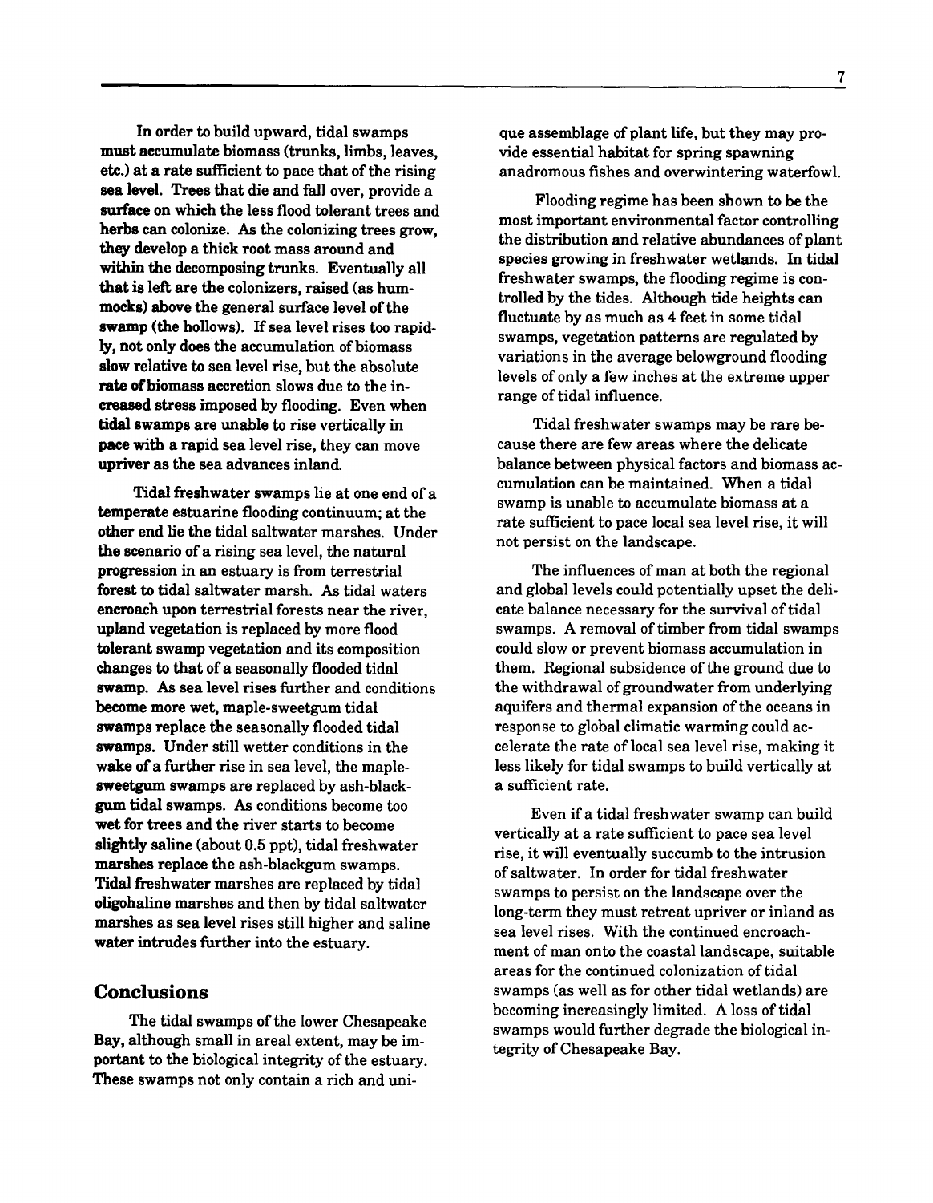In order to build upward, tidal swamps must accumulate biomass (trunks, limbs, leaves, etc.) at a rate sufficient to pace that of the rising sea level. Trees that die and fall over, provide a surface on which the less flood tolerant trees and herbs can colonize. As the colonizing trees grow, they develop a thick root mass around and within the decomposing trunks. Eventually all that is left are the colonizers, raised (as hummocks) above the general surface level of the swamp (the hollows). If sea level rises too rapidly, not only does the accumulation of biomass slow relative to sea level rise, but the absolute rate of biomass accretion slows due to the increased stress imposed by flooding. Even when tidal swamps are unable to rise vertically in pace with a rapid sea level rise, they can move upriver as the sea advances inland.

Tidal freshwater swamps lie at one end of a temperate estuarine flooding continuum; at the other end lie the tidal saltwater marshes. Under the scenario of a rising sea level, the natural progression in an estuary is from terrestrial forest to tidal saltwater marsh. As tidal waters encroach upon terrestrial forests near the river, upland vegetation is replaced by more flood tolerant swamp vegetation and its composition changes to that of a seasonally flooded tidal swamp. As sea level rises further and conditions become more wet, maple-sweetgum tidal swamps replace the seasonally flooded tidal swamps. Under still wetter conditions in the wake of a further rise in sea level, the maple-sweetgum swamps are replaced by ash-blackgum tidal swamps. As conditions become too wet for trees and the river starts to become slightly saline (about 0.5 ppt), tidal freshwater marshes replace the ash-blackgum swamps. Tidal freshwater marshes are replaced by tidal oligohaline marshes and then by tidal saltwater marshes as sea level rises still higher and saline water intrudes further into the estuary.

## Conclusions

The tidal swamps of the lower Chesapeake Bay, although small in areal extent, may be important to the biological integrity of the estuary. These swamps not only contain a rich and unique assemblage of plant life, but they may provide essential habitat for spring spawning anadromous fishes and overwintering waterfowl.

Flooding regime has been shown to be the most important environmental factor controlling the distribution and relative abundances of plant species growing in freshwater wetlands. In tidal freshwater swamps, the flooding regime is controlled by the tides. Although tide heights can fluctuate by as much as 4 feet in some tidal swamps, vegetation patterns are regulated by variations in the average belowground flooding levels of only a few inches at the extreme upper range of tidal influence.

Tidal freshwater swamps may be rare because there are few areas where the delicate balance between physical factors and biomass accumulation can be maintained. When a tidal swamp is unable to accumulate biomass at a rate sufficient to pace local sea level rise, it will not persist on the landscape.

The influences of man at both the regional and global levels could potentially upset the delicate balance necessary for the survival of tidal swamps. A removal of timber from tidal swamps could slow or prevent biomass accumulation in them. Regional subsidence of the ground due to the withdrawal of groundwater from underlying aquifers and thermal expansion of the oceans in response to global climatic warming could accelerate the rate of local sea level rise, making it less likely for tidal swamps to build vertically at a sufficient rate.

Even if a tidal freshwater swamp can build vertically at a rate sufficient to pace sea level rise, it will eventually succumb to the intrusion of saltwater. In order for tidal freshwater swamps to persist on the landscape over the long-term they must retreat upriver or inland as sea level rises. With the continued encroachment of man onto the coastal landscape, suitable areas for the continued colonization of tidal swamps (as well as for other tidal wetlands) are becoming increasingly limited. A loss of tidal swamps would further degrade the biological integrity of Chesapeake Bay.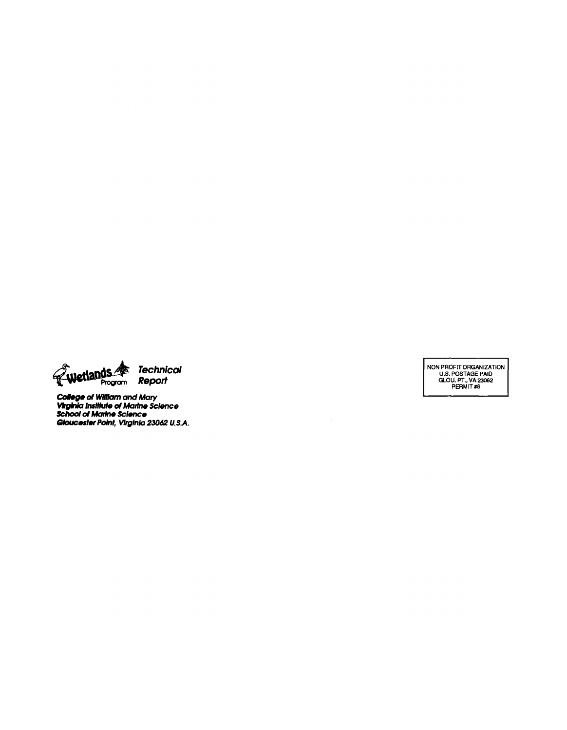Wetlands Program Technical Report

***College of William and Mary***
***Virginia Institute of Marine Science***
***School of Marine Science***
***Gloucester Point, Virginia 23062 U.S.A.***

NON PROFIT ORGANIZATION
U.S. POSTAGE PAID
GLOU. PT., VA 23062
PERMIT #6